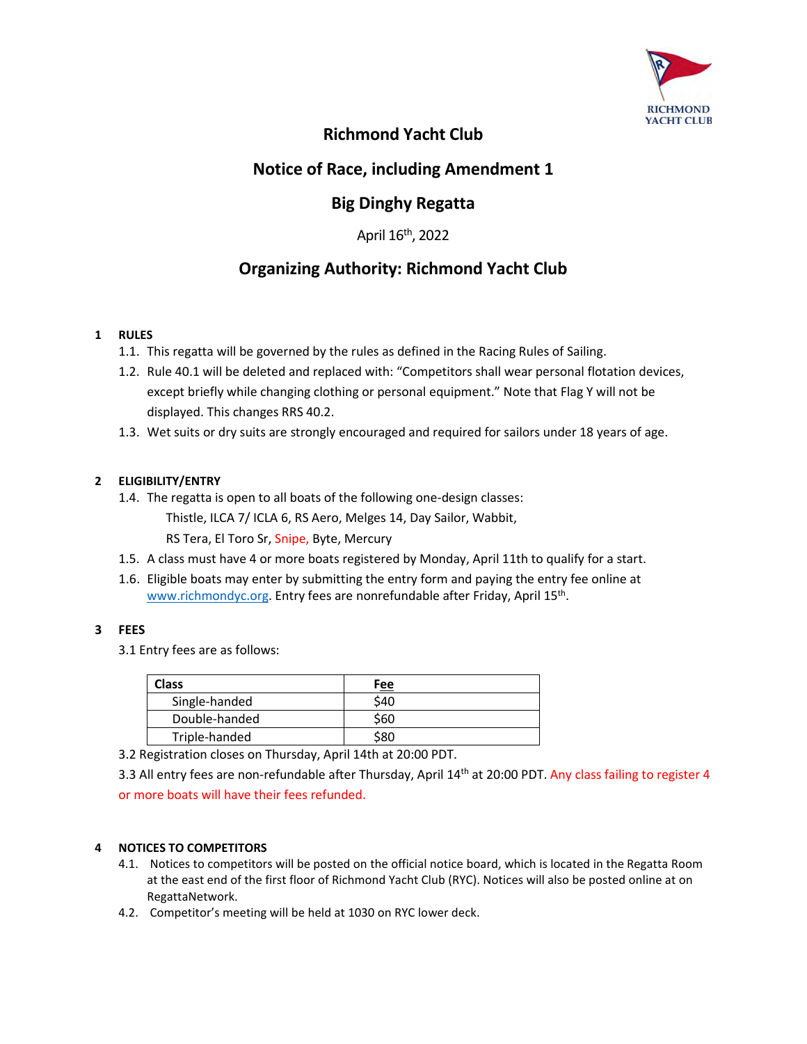RICHMOND YACHT CLUB

# Richmond Yacht Club

## Notice of Race, including Amendment 1

## Big Dinghy Regatta

April 16th, 2022

## Organizing Authority: Richmond Yacht Club

**1 RULES**

1.1. This regatta will be governed by the rules as defined in the Racing Rules of Sailing.

1.2. Rule 40.1 will be deleted and replaced with: "Competitors shall wear personal flotation devices, except briefly while changing clothing or personal equipment." Note that Flag Y will not be displayed. This changes RRS 40.2.

1.3. Wet suits or dry suits are strongly encouraged and required for sailors under 18 years of age.

**2 ELIGIBILITY/ENTRY**

1.4. The regatta is open to all boats of the following one-design classes:

Thistle, ILCA 7/ ICLA 6, RS Aero, Melges 14, Day Sailor, Wabbit,
RS Tera, El Toro Sr, Snipe, Byte, Mercury

1.5. A class must have 4 or more boats registered by Monday, April 11th to qualify for a start.

1.6. Eligible boats may enter by submitting the entry form and paying the entry fee online at www.richmondyc.org. Entry fees are nonrefundable after Friday, April 15th.

**3 FEES**

3.1 Entry fees are as follows:

| Class | Fee |
|---|---|
| Single-handed | $40 |
| Double-handed | $60 |
| Triple-handed | $80 |

3.2 Registration closes on Thursday, April 14th at 20:00 PDT.

3.3 All entry fees are non-refundable after Thursday, April 14th at 20:00 PDT. Any class failing to register 4 or more boats will have their fees refunded.

**4 NOTICES TO COMPETITORS**

4.1. Notices to competitors will be posted on the official notice board, which is located in the Regatta Room at the east end of the first floor of Richmond Yacht Club (RYC). Notices will also be posted online at on RegattaNetwork.

4.2. Competitor's meeting will be held at 1030 on RYC lower deck.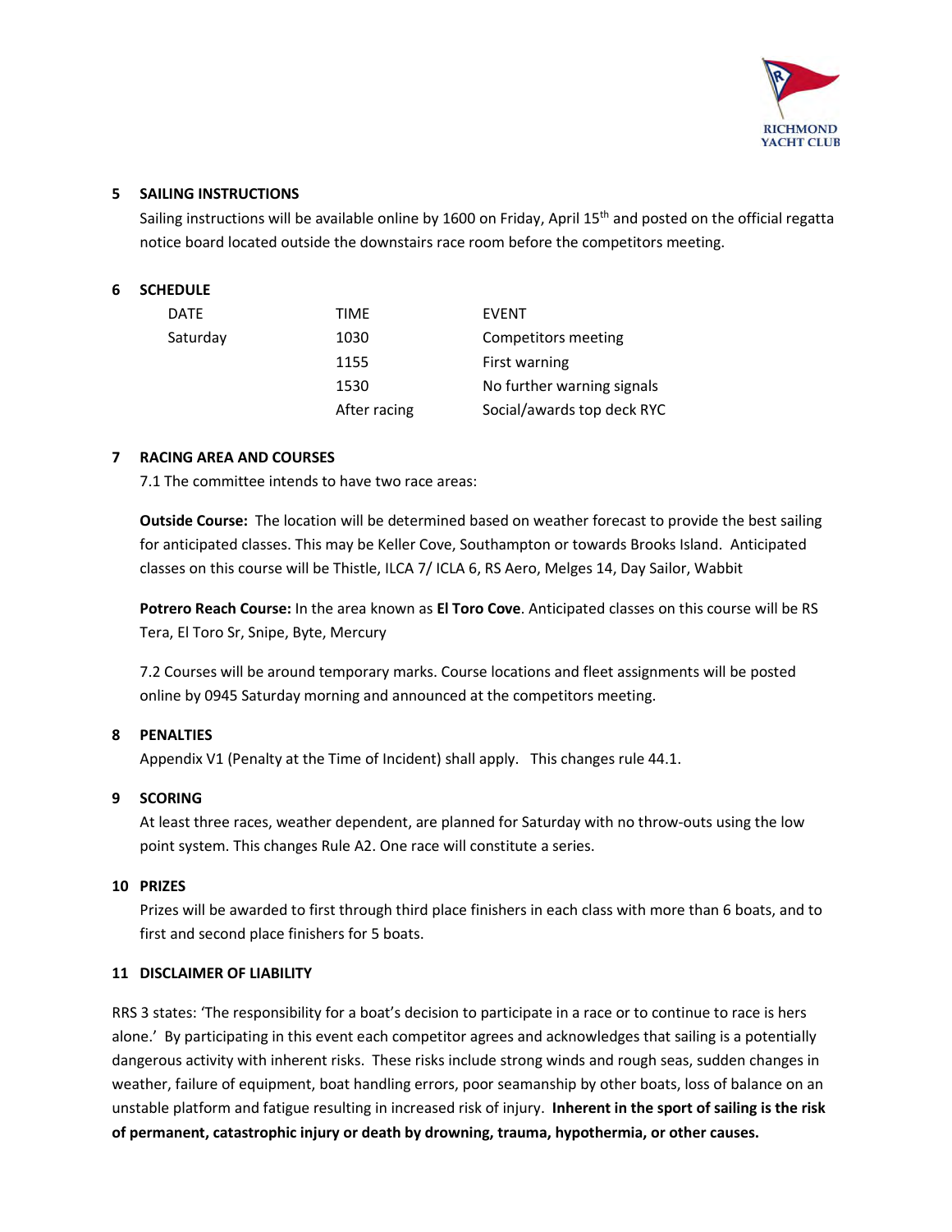## 5 SAILING INSTRUCTIONS

Sailing instructions will be available online by 1600 on Friday, April 15th and posted on the official regatta notice board located outside the downstairs race room before the competitors meeting.

## 6 SCHEDULE

| DATE | TIME | EVENT |
|---|---|---|
| Saturday | 1030 | Competitors meeting |
| | 1155 | First warning |
| | 1530 | No further warning signals |
| | After racing | Social/awards top deck RYC |

## 7 RACING AREA AND COURSES

7.1 The committee intends to have two race areas:

**Outside Course:** The location will be determined based on weather forecast to provide the best sailing for anticipated classes. This may be Keller Cove, Southampton or towards Brooks Island. Anticipated classes on this course will be Thistle, ILCA 7/ ICLA 6, RS Aero, Melges 14, Day Sailor, Wabbit

**Potrero Reach Course:** In the area known as **El Toro Cove**. Anticipated classes on this course will be RS Tera, El Toro Sr, Snipe, Byte, Mercury

7.2 Courses will be around temporary marks. Course locations and fleet assignments will be posted online by 0945 Saturday morning and announced at the competitors meeting.

## 8 PENALTIES

Appendix V1 (Penalty at the Time of Incident) shall apply. This changes rule 44.1.

## 9 SCORING

At least three races, weather dependent, are planned for Saturday with no throw-outs using the low point system. This changes Rule A2. One race will constitute a series.

## 10 PRIZES

Prizes will be awarded to first through third place finishers in each class with more than 6 boats, and to first and second place finishers for 5 boats.

## 11 DISCLAIMER OF LIABILITY

RRS 3 states: 'The responsibility for a boat's decision to participate in a race or to continue to race is hers alone.' By participating in this event each competitor agrees and acknowledges that sailing is a potentially dangerous activity with inherent risks. These risks include strong winds and rough seas, sudden changes in weather, failure of equipment, boat handling errors, poor seamanship by other boats, loss of balance on an unstable platform and fatigue resulting in increased risk of injury. **Inherent in the sport of sailing is the risk of permanent, catastrophic injury or death by drowning, trauma, hypothermia, or other causes.**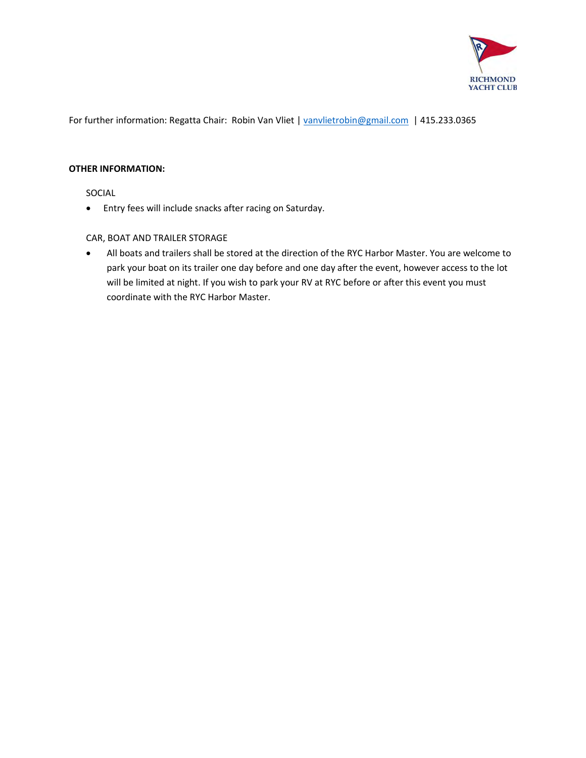For further information: Regatta Chair: Robin Van Vliet | vanvlietrobin@gmail.com | 415.233.0365

**OTHER INFORMATION:**

SOCIAL

- Entry fees will include snacks after racing on Saturday.

CAR, BOAT AND TRAILER STORAGE

- All boats and trailers shall be stored at the direction of the RYC Harbor Master. You are welcome to park your boat on its trailer one day before and one day after the event, however access to the lot will be limited at night. If you wish to park your RV at RYC before or after this event you must coordinate with the RYC Harbor Master.